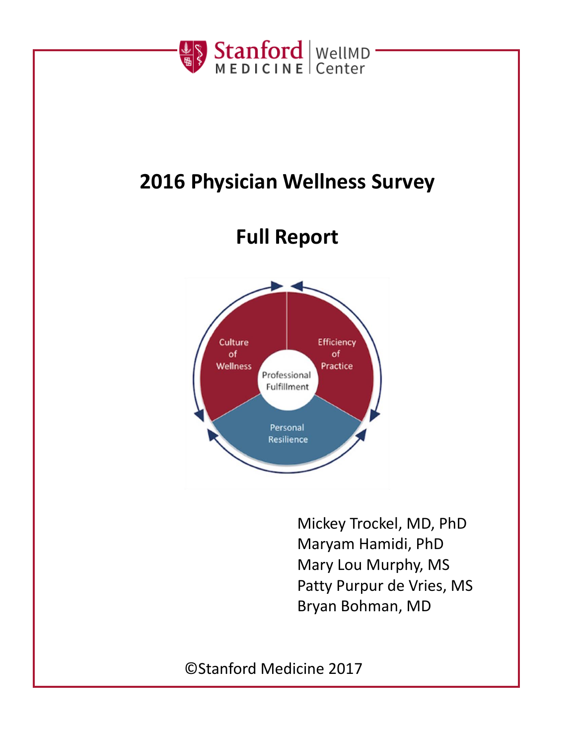Stanford MEDICINE | WellMD Center

# 2016 Physician Wellness Survey

# Full Report

Mickey Trockel, MD, PhD
Maryam Hamidi, PhD
Mary Lou Murphy, MS
Patty Purpur de Vries, MS
Bryan Bohman, MD

©Stanford Medicine 2017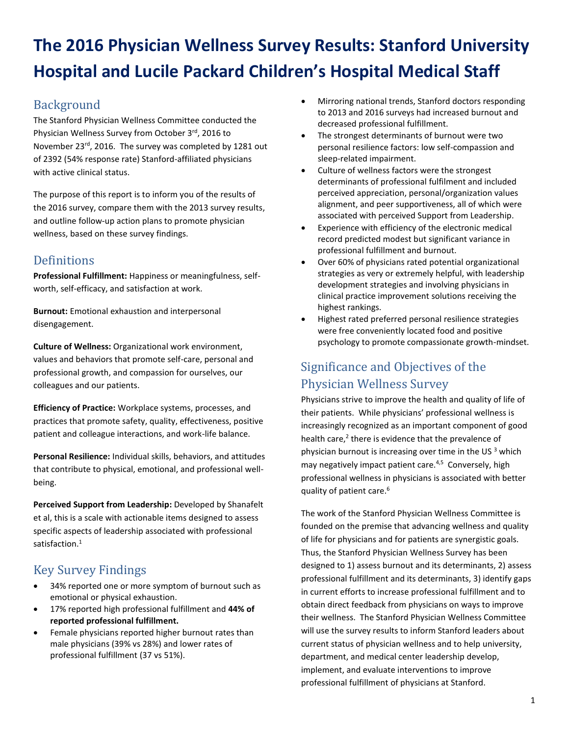# The 2016 Physician Wellness Survey Results: Stanford University Hospital and Lucile Packard Children's Hospital Medical Staff

## Background

The Stanford Physician Wellness Committee conducted the Physician Wellness Survey from October 3rd, 2016 to November 23rd, 2016. The survey was completed by 1281 out of 2392 (54% response rate) Stanford-affiliated physicians with active clinical status.

The purpose of this report is to inform you of the results of the 2016 survey, compare them with the 2013 survey results, and outline follow-up action plans to promote physician wellness, based on these survey findings.

## Definitions

**Professional Fulfillment:** Happiness or meaningfulness, self-worth, self-efficacy, and satisfaction at work.

**Burnout:** Emotional exhaustion and interpersonal disengagement.

**Culture of Wellness:** Organizational work environment, values and behaviors that promote self-care, personal and professional growth, and compassion for ourselves, our colleagues and our patients.

**Efficiency of Practice:** Workplace systems, processes, and practices that promote safety, quality, effectiveness, positive patient and colleague interactions, and work-life balance.

**Personal Resilience:** Individual skills, behaviors, and attitudes that contribute to physical, emotional, and professional well-being.

**Perceived Support from Leadership:** Developed by Shanafelt et al, this is a scale with actionable items designed to assess specific aspects of leadership associated with professional satisfaction.[1]

## Key Survey Findings

- 34% reported one or more symptom of burnout such as emotional or physical exhaustion.
- 17% reported high professional fulfillment and **44% of reported professional fulfillment.**
- Female physicians reported higher burnout rates than male physicians (39% vs 28%) and lower rates of professional fulfillment (37 vs 51%).
- Mirroring national trends, Stanford doctors responding to 2013 and 2016 surveys had increased burnout and decreased professional fulfillment.
- The strongest determinants of burnout were two personal resilience factors: low self-compassion and sleep-related impairment.
- Culture of wellness factors were the strongest determinants of professional fulfilment and included perceived appreciation, personal/organization values alignment, and peer supportiveness, all of which were associated with perceived Support from Leadership.
- Experience with efficiency of the electronic medical record predicted modest but significant variance in professional fulfillment and burnout.
- Over 60% of physicians rated potential organizational strategies as very or extremely helpful, with leadership development strategies and involving physicians in clinical practice improvement solutions receiving the highest rankings.
- Highest rated preferred personal resilience strategies were free conveniently located food and positive psychology to promote compassionate growth-mindset.

## Significance and Objectives of the Physician Wellness Survey

Physicians strive to improve the health and quality of life of their patients. While physicians' professional wellness is increasingly recognized as an important component of good health care,[2] there is evidence that the prevalence of physician burnout is increasing over time in the US [3] which may negatively impact patient care.[4,5] Conversely, high professional wellness in physicians is associated with better quality of patient care.[6]

The work of the Stanford Physician Wellness Committee is founded on the premise that advancing wellness and quality of life for physicians and for patients are synergistic goals. Thus, the Stanford Physician Wellness Survey has been designed to 1) assess burnout and its determinants, 2) assess professional fulfillment and its determinants, 3) identify gaps in current efforts to increase professional fulfillment and to obtain direct feedback from physicians on ways to improve their wellness. The Stanford Physician Wellness Committee will use the survey results to inform Stanford leaders about current status of physician wellness and to help university, department, and medical center leadership develop, implement, and evaluate interventions to improve professional fulfillment of physicians at Stanford.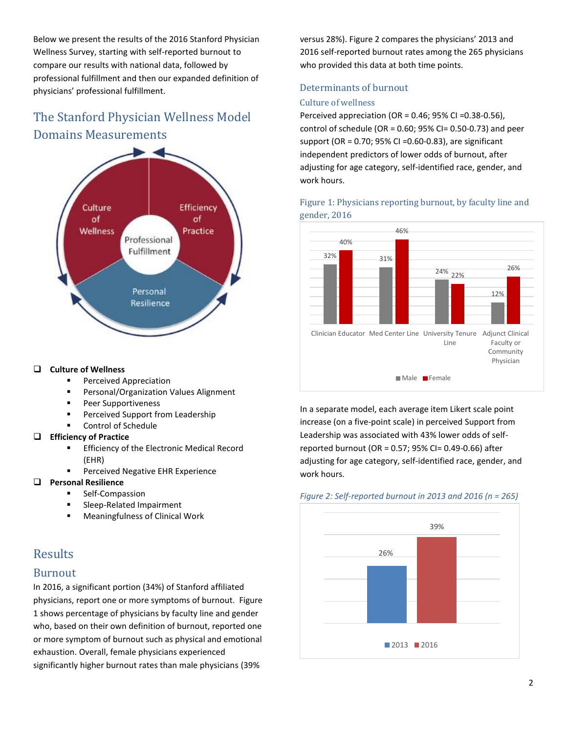Below we present the results of the 2016 Stanford Physician Wellness Survey, starting with self-reported burnout to compare our results with national data, followed by professional fulfillment and then our expanded definition of physicians' professional fulfillment.

## The Stanford Physician Wellness Model Domains Measurements

- **Culture of Wellness**
  - Perceived Appreciation
  - Personal/Organization Values Alignment
  - Peer Supportiveness
  - Perceived Support from Leadership
  - Control of Schedule
- **Efficiency of Practice**
  - Efficiency of the Electronic Medical Record (EHR)
  - Perceived Negative EHR Experience
- **Personal Resilience**
  - Self-Compassion
  - Sleep-Related Impairment
  - Meaningfulness of Clinical Work

## Results

### Burnout

In 2016, a significant portion (34%) of Stanford affiliated physicians, report one or more symptoms of burnout. Figure 1 shows percentage of physicians by faculty line and gender who, based on their own definition of burnout, reported one or more symptom of burnout such as physical and emotional exhaustion. Overall, female physicians experienced significantly higher burnout rates than male physicians (39% versus 28%). Figure 2 compares the physicians' 2013 and 2016 self-reported burnout rates among the 265 physicians who provided this data at both time points.

### Determinants of burnout

#### Culture of wellness

Perceived appreciation (OR = 0.46; 95% CI =0.38-0.56), control of schedule (OR = 0.60; 95% CI= 0.50-0.73) and peer support (OR = 0.70; 95% CI =0.60-0.83), are significant independent predictors of lower odds of burnout, after adjusting for age category, self-identified race, gender, and work hours.

Figure 1: Physicians reporting burnout, by faculty line and gender, 2016

| Faculty line | Male | Female |
|---|---|---|
| Clinician Educator | 32% | 40% |
| Med Center Line | 31% | 46% |
| University Tenure Line | 24% | 22% |
| Adjunct Clinical Faculty or Community Physician | 12% | 26% |

In a separate model, each average item Likert scale point increase (on a five-point scale) in perceived Support from Leadership was associated with 43% lower odds of self-reported burnout (OR = 0.57; 95% CI= 0.49-0.66) after adjusting for age category, self-identified race, gender, and work hours.

*Figure 2: Self-reported burnout in 2013 and 2016 (n = 265)*

| 2013 | 2016 |
|---|---|
| 26% | 39% |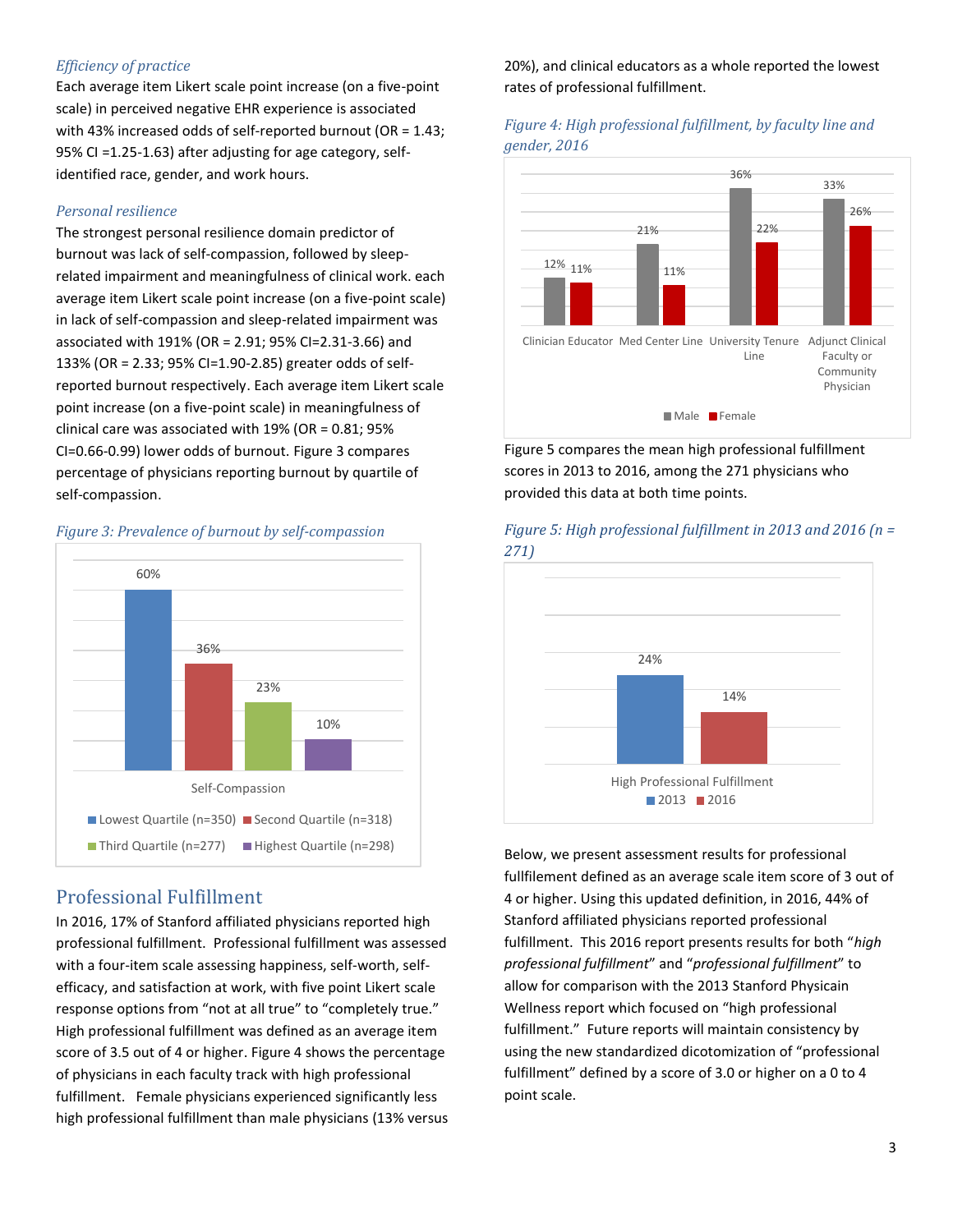*Efficiency of practice*

Each average item Likert scale point increase (on a five-point scale) in perceived negative EHR experience is associated with 43% increased odds of self-reported burnout (OR = 1.43; 95% CI =1.25-1.63) after adjusting for age category, self-identified race, gender, and work hours.

*Personal resilience*

The strongest personal resilience domain predictor of burnout was lack of self-compassion, followed by sleep-related impairment and meaningfulness of clinical work. each average item Likert scale point increase (on a five-point scale) in lack of self-compassion and sleep-related impairment was associated with 191% (OR = 2.91; 95% CI=2.31-3.66) and 133% (OR = 2.33; 95% CI=1.90-2.85) greater odds of self-reported burnout respectively. Each average item Likert scale point increase (on a five-point scale) in meaningfulness of clinical care was associated with 19% (OR = 0.81; 95% CI=0.66-0.99) lower odds of burnout. Figure 3 compares percentage of physicians reporting burnout by quartile of self-compassion.

*Figure 3: Prevalence of burnout by self-compassion*

| Self-Compassion | Burnout |
| --- | --- |
| Lowest Quartile (n=350) | 60% |
| Second Quartile (n=318) | 36% |
| Third Quartile (n=277) | 23% |
| Highest Quartile (n=298) | 10% |

## Professional Fulfillment

In 2016, 17% of Stanford affiliated physicians reported high professional fulfillment. Professional fulfillment was assessed with a four-item scale assessing happiness, self-worth, self-efficacy, and satisfaction at work, with five point Likert scale response options from "not at all true" to "completely true." High professional fulfillment was defined as an average item score of 3.5 out of 4 or higher. Figure 4 shows the percentage of physicians in each faculty track with high professional fulfillment. Female physicians experienced significantly less high professional fulfillment than male physicians (13% versus 20%), and clinical educators as a whole reported the lowest rates of professional fulfillment.

*Figure 4: High professional fulfillment, by faculty line and gender, 2016*

| Faculty Line | Male | Female |
| --- | --- | --- |
| Clinician Educator | 12% | 11% |
| Med Center Line | 21% | 11% |
| University Tenure Line | 36% | 22% |
| Adjunct Clinical Faculty or Community Physician | 33% | 26% |

Figure 5 compares the mean high professional fulfillment scores in 2013 to 2016, among the 271 physicians who provided this data at both time points.

*Figure 5: High professional fulfillment in 2013 and 2016 (n = 271)*

| | 2013 | 2016 |
| --- | --- | --- |
| High Professional Fulfillment | 24% | 14% |

Below, we present assessment results for professional fulfillement defined as an average scale item score of 3 out of 4 or higher. Using this updated definition, in 2016, 44% of Stanford affiliated physicians reported professional fulfillment. This 2016 report presents results for both "*high professional fulfillment*" and "*professional fulfillment*" to allow for comparison with the 2013 Stanford Physicain Wellness report which focused on "high professional fulfillment." Future reports will maintain consistency by using the new standardized dicotomization of "professional fulfillment" defined by a score of 3.0 or higher on a 0 to 4 point scale.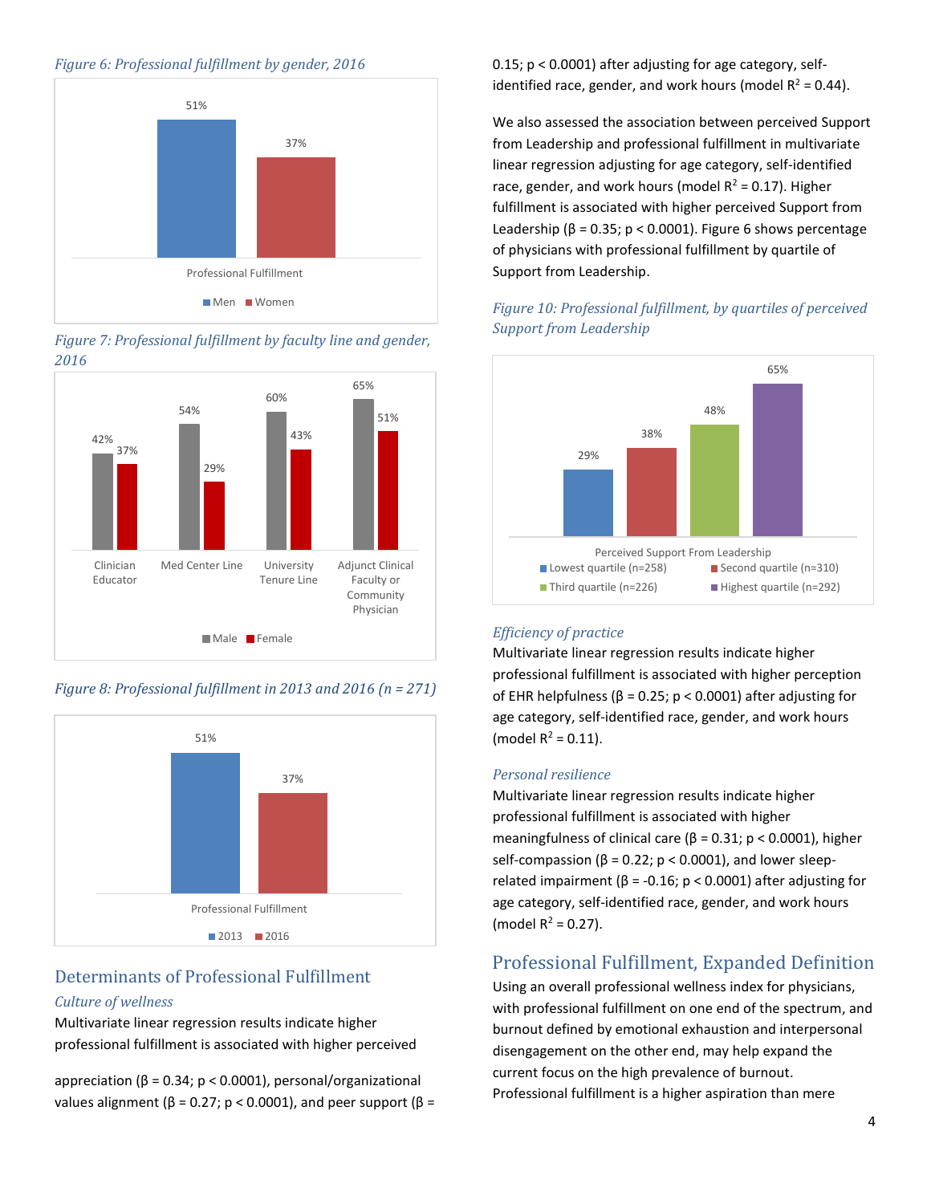*Figure 6: Professional fulfillment by gender, 2016*

*Figure 7: Professional fulfillment by faculty line and gender, 2016*

*Figure 8: Professional fulfillment in 2013 and 2016 (n = 271)*

## Determinants of Professional Fulfillment

### *Culture of wellness*

Multivariate linear regression results indicate higher professional fulfillment is associated with higher perceived appreciation (β = 0.34; $p < 0.0001$), personal/organizational values alignment (β = 0.27; $p < 0.0001$), and peer support (β = 0.15; $p < 0.0001$) after adjusting for age category, self-identified race, gender, and work hours (model $R^2 = 0.44$).

We also assessed the association between perceived Support from Leadership and professional fulfillment in multivariate linear regression adjusting for age category, self-identified race, gender, and work hours (model $R^2 = 0.17$). Higher fulfillment is associated with higher perceived Support from Leadership (β = 0.35; $p < 0.0001$). Figure 6 shows percentage of physicians with professional fulfillment by quartile of Support from Leadership.

*Figure 10: Professional fulfillment, by quartiles of perceived Support from Leadership*

### *Efficiency of practice*

Multivariate linear regression results indicate higher professional fulfillment is associated with higher perception of EHR helpfulness (β = 0.25; $p < 0.0001$) after adjusting for age category, self-identified race, gender, and work hours (model $R^2 = 0.11$).

### *Personal resilience*

Multivariate linear regression results indicate higher professional fulfillment is associated with higher meaningfulness of clinical care (β = 0.31; $p < 0.0001$), higher self-compassion (β = 0.22; $p < 0.0001$), and lower sleep-related impairment (β = -0.16; $p < 0.0001$) after adjusting for age category, self-identified race, gender, and work hours (model $R^2 = 0.27$).

## Professional Fulfillment, Expanded Definition

Using an overall professional wellness index for physicians, with professional fulfillment on one end of the spectrum, and burnout defined by emotional exhaustion and interpersonal disengagement on the other end, may help expand the current focus on the high prevalence of burnout. Professional fulfillment is a higher aspiration than mere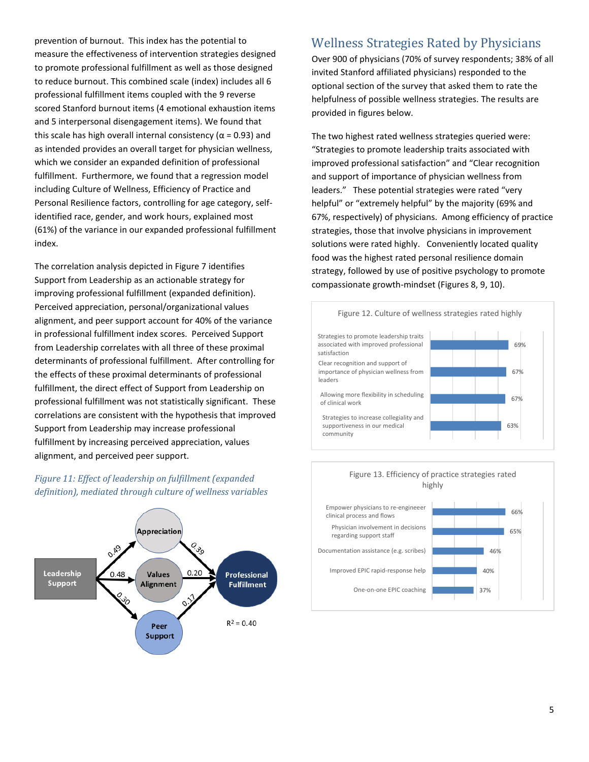prevention of burnout. This index has the potential to measure the effectiveness of intervention strategies designed to promote professional fulfillment as well as those designed to reduce burnout. This combined scale (index) includes all 6 professional fulfillment items coupled with the 9 reverse scored Stanford burnout items (4 emotional exhaustion items and 5 interpersonal disengagement items). We found that this scale has high overall internal consistency ($\alpha$ = 0.93) and as intended provides an overall target for physician wellness, which we consider an expanded definition of professional fulfillment. Furthermore, we found that a regression model including Culture of Wellness, Efficiency of Practice and Personal Resilience factors, controlling for age category, self-identified race, gender, and work hours, explained most (61%) of the variance in our expanded professional fulfillment index.

The correlation analysis depicted in Figure 7 identifies Support from Leadership as an actionable strategy for improving professional fulfillment (expanded definition). Perceived appreciation, personal/organizational values alignment, and peer support account for 40% of the variance in professional fulfillment index scores. Perceived Support from Leadership correlates with all three of these proximal determinants of professional fulfillment. After controlling for the effects of these proximal determinants of professional fulfillment, the direct effect of Support from Leadership on professional fulfillment was not statistically significant. These correlations are consistent with the hypothesis that improved Support from Leadership may increase professional fulfillment by increasing perceived appreciation, values alignment, and perceived peer support.

*Figure 11: Effect of leadership on fulfillment (expanded definition), mediated through culture of wellness variables*

Leadership Support → Appreciation: 0.49; Appreciation → Professional Fulfillment: 0.39
Leadership Support → Values Alignment: 0.48; Values Alignment → Professional Fulfillment: 0.20
Leadership Support → Peer Support: 0.30; Peer Support → Professional Fulfillment: 0.17

$R^2$ = 0.40

## Wellness Strategies Rated by Physicians

Over 900 of physicians (70% of survey respondents; 38% of all invited Stanford affiliated physicians) responded to the optional section of the survey that asked them to rate the helpfulness of possible wellness strategies. The results are provided in figures below.

The two highest rated wellness strategies queried were: "Strategies to promote leadership traits associated with improved professional satisfaction" and "Clear recognition and support of importance of physician wellness from leaders." These potential strategies were rated "very helpful" or "extremely helpful" by the majority (69% and 67%, respectively) of physicians. Among efficiency of practice strategies, those that involve physicians in improvement solutions were rated highly. Conveniently located quality food was the highest rated personal resilience domain strategy, followed by use of positive psychology to promote compassionate growth-mindset (Figures 8, 9, 10).

Figure 12. Culture of wellness strategies rated highly

| Strategy | % |
|---|---|
| Strategies to promote leadership traits associated with improved professional satisfaction | 69% |
| Clear recognition and support of importance of physician wellness from leaders | 67% |
| Allowing more flexibility in scheduling of clinical work | 67% |
| Strategies to increase collegiality and supportiveness in our medical community | 63% |

Figure 13. Efficiency of practice strategies rated highly

| Strategy | % |
|---|---|
| Empower physicians to re-engineeer clinical process and flows | 66% |
| Physician involvement in decisions regarding support staff | 65% |
| Documentation assistance (e.g. scribes) | 46% |
| Improved EPIC rapid-response help | 40% |
| One-on-one EPIC coaching | 37% |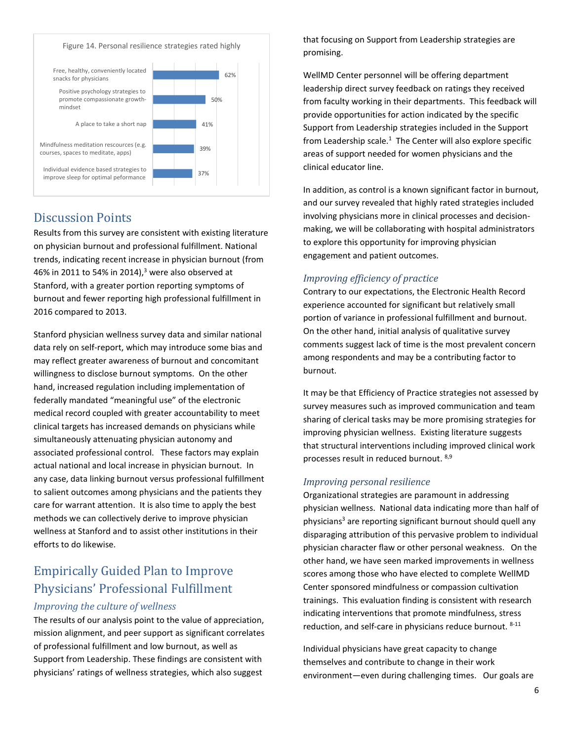Figure 14. Personal resilience strategies rated highly

| Strategy | Percent |
|---|---|
| Free, healthy, conveniently located snacks for physicians | 62% |
| Positive psychology strategies to promote compassionate growth-mindset | 50% |
| A place to take a short nap | 41% |
| Mindfulness meditation rescources (e.g. courses, spaces to meditate, apps) | 39% |
| Individual evidence based strategies to improve sleep for optimal peformance | 37% |

## Discussion Points

Results from this survey are consistent with existing literature on physician burnout and professional fulfillment. National trends, indicating recent increase in physician burnout (from 46% in 2011 to 54% in 2014),[3] were also observed at Stanford, with a greater portion reporting symptoms of burnout and fewer reporting high professional fulfillment in 2016 compared to 2013.

Stanford physician wellness survey data and similar national data rely on self-report, which may introduce some bias and may reflect greater awareness of burnout and concomitant willingness to disclose burnout symptoms. On the other hand, increased regulation including implementation of federally mandated "meaningful use" of the electronic medical record coupled with greater accountability to meet clinical targets has increased demands on physicians while simultaneously attenuating physician autonomy and associated professional control. These factors may explain actual national and local increase in physician burnout. In any case, data linking burnout versus professional fulfillment to salient outcomes among physicians and the patients they care for warrant attention. It is also time to apply the best methods we can collectively derive to improve physician wellness at Stanford and to assist other institutions in their efforts to do likewise.

## Empirically Guided Plan to Improve Physicians' Professional Fulfillment

### *Improving the culture of wellness*

The results of our analysis point to the value of appreciation, mission alignment, and peer support as significant correlates of professional fulfillment and low burnout, as well as Support from Leadership. These findings are consistent with physicians' ratings of wellness strategies, which also suggest that focusing on Support from Leadership strategies are promising.

WellMD Center personnel will be offering department leadership direct survey feedback on ratings they received from faculty working in their departments. This feedback will provide opportunities for action indicated by the specific Support from Leadership strategies included in the Support from Leadership scale.[1] The Center will also explore specific areas of support needed for women physicians and the clinical educator line.

In addition, as control is a known significant factor in burnout, and our survey revealed that highly rated strategies included involving physicians more in clinical processes and decision-making, we will be collaborating with hospital administrators to explore this opportunity for improving physician engagement and patient outcomes.

### *Improving efficiency of practice*

Contrary to our expectations, the Electronic Health Record experience accounted for significant but relatively small portion of variance in professional fulfillment and burnout. On the other hand, initial analysis of qualitative survey comments suggest lack of time is the most prevalent concern among respondents and may be a contributing factor to burnout.

It may be that Efficiency of Practice strategies not assessed by survey measures such as improved communication and team sharing of clerical tasks may be more promising strategies for improving physician wellness. Existing literature suggests that structural interventions including improved clinical work processes result in reduced burnout. [8,9]

### *Improving personal resilience*

Organizational strategies are paramount in addressing physician wellness. National data indicating more than half of physicians[3] are reporting significant burnout should quell any disparaging attribution of this pervasive problem to individual physician character flaw or other personal weakness. On the other hand, we have seen marked improvements in wellness scores among those who have elected to complete WellMD Center sponsored mindfulness or compassion cultivation trainings. This evaluation finding is consistent with research indicating interventions that promote mindfulness, stress reduction, and self-care in physicians reduce burnout. [8-11]

Individual physicians have great capacity to change themselves and contribute to change in their work environment—even during challenging times. Our goals are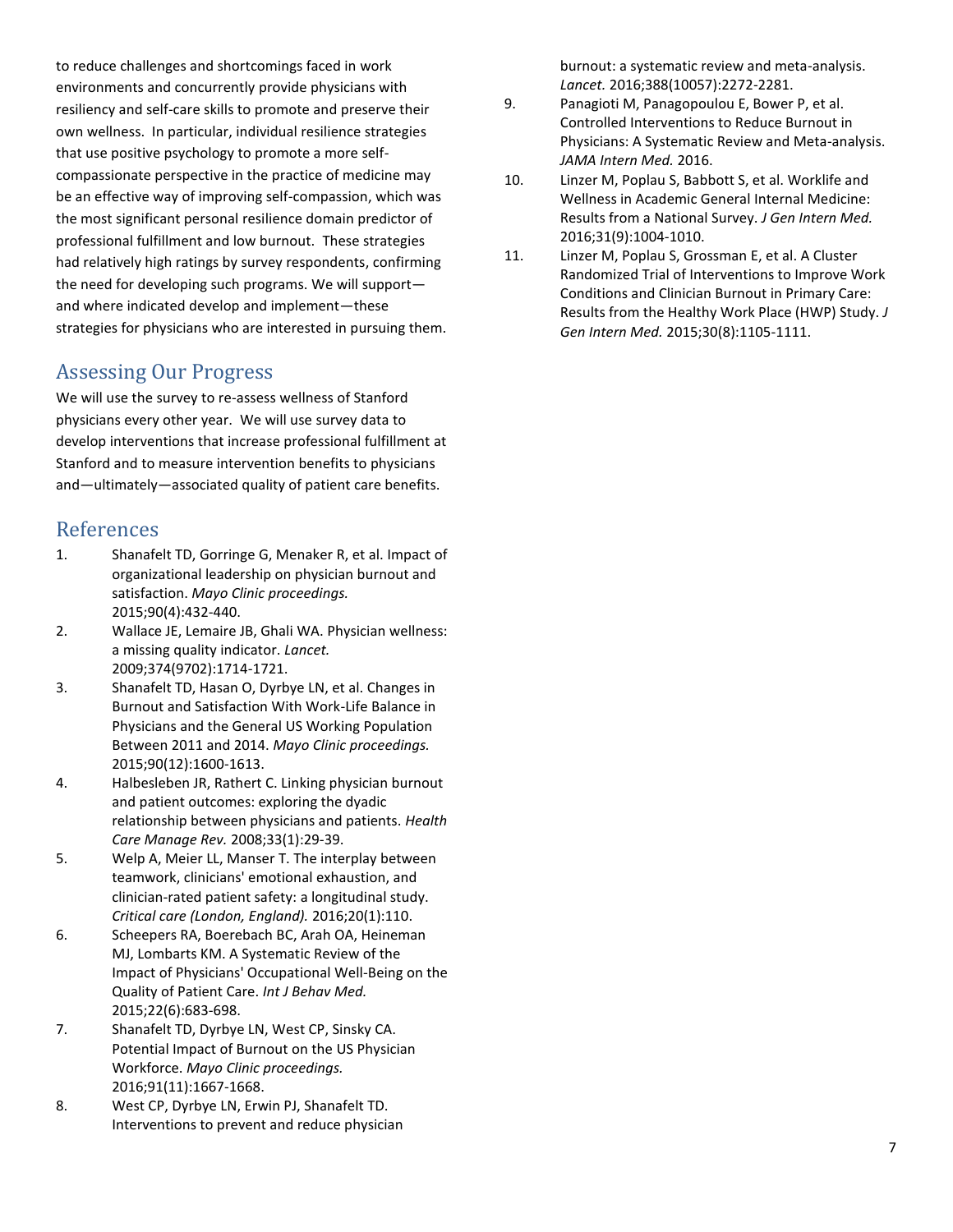to reduce challenges and shortcomings faced in work environments and concurrently provide physicians with resiliency and self-care skills to promote and preserve their own wellness. In particular, individual resilience strategies that use positive psychology to promote a more self-compassionate perspective in the practice of medicine may be an effective way of improving self-compassion, which was the most significant personal resilience domain predictor of professional fulfillment and low burnout. These strategies had relatively high ratings by survey respondents, confirming the need for developing such programs. We will support—and where indicated develop and implement—these strategies for physicians who are interested in pursuing them.

## Assessing Our Progress

We will use the survey to re-assess wellness of Stanford physicians every other year. We will use survey data to develop interventions that increase professional fulfillment at Stanford and to measure intervention benefits to physicians and—ultimately—associated quality of patient care benefits.

## References

1. Shanafelt TD, Gorringe G, Menaker R, et al. Impact of organizational leadership on physician burnout and satisfaction. *Mayo Clinic proceedings.* 2015;90(4):432-440.
2. Wallace JE, Lemaire JB, Ghali WA. Physician wellness: a missing quality indicator. *Lancet.* 2009;374(9702):1714-1721.
3. Shanafelt TD, Hasan O, Dyrbye LN, et al. Changes in Burnout and Satisfaction With Work-Life Balance in Physicians and the General US Working Population Between 2011 and 2014. *Mayo Clinic proceedings.* 2015;90(12):1600-1613.
4. Halbesleben JR, Rathert C. Linking physician burnout and patient outcomes: exploring the dyadic relationship between physicians and patients. *Health Care Manage Rev.* 2008;33(1):29-39.
5. Welp A, Meier LL, Manser T. The interplay between teamwork, clinicians' emotional exhaustion, and clinician-rated patient safety: a longitudinal study. *Critical care (London, England).* 2016;20(1):110.
6. Scheepers RA, Boerebach BC, Arah OA, Heineman MJ, Lombarts KM. A Systematic Review of the Impact of Physicians' Occupational Well-Being on the Quality of Patient Care. *Int J Behav Med.* 2015;22(6):683-698.
7. Shanafelt TD, Dyrbye LN, West CP, Sinsky CA. Potential Impact of Burnout on the US Physician Workforce. *Mayo Clinic proceedings.* 2016;91(11):1667-1668.
8. West CP, Dyrbye LN, Erwin PJ, Shanafelt TD. Interventions to prevent and reduce physician burnout: a systematic review and meta-analysis. *Lancet.* 2016;388(10057):2272-2281.
9. Panagioti M, Panagopoulou E, Bower P, et al. Controlled Interventions to Reduce Burnout in Physicians: A Systematic Review and Meta-analysis. *JAMA Intern Med.* 2016.
10. Linzer M, Poplau S, Babbott S, et al. Worklife and Wellness in Academic General Internal Medicine: Results from a National Survey. *J Gen Intern Med.* 2016;31(9):1004-1010.
11. Linzer M, Poplau S, Grossman E, et al. A Cluster Randomized Trial of Interventions to Improve Work Conditions and Clinician Burnout in Primary Care: Results from the Healthy Work Place (HWP) Study. *J Gen Intern Med.* 2015;30(8):1105-1111.